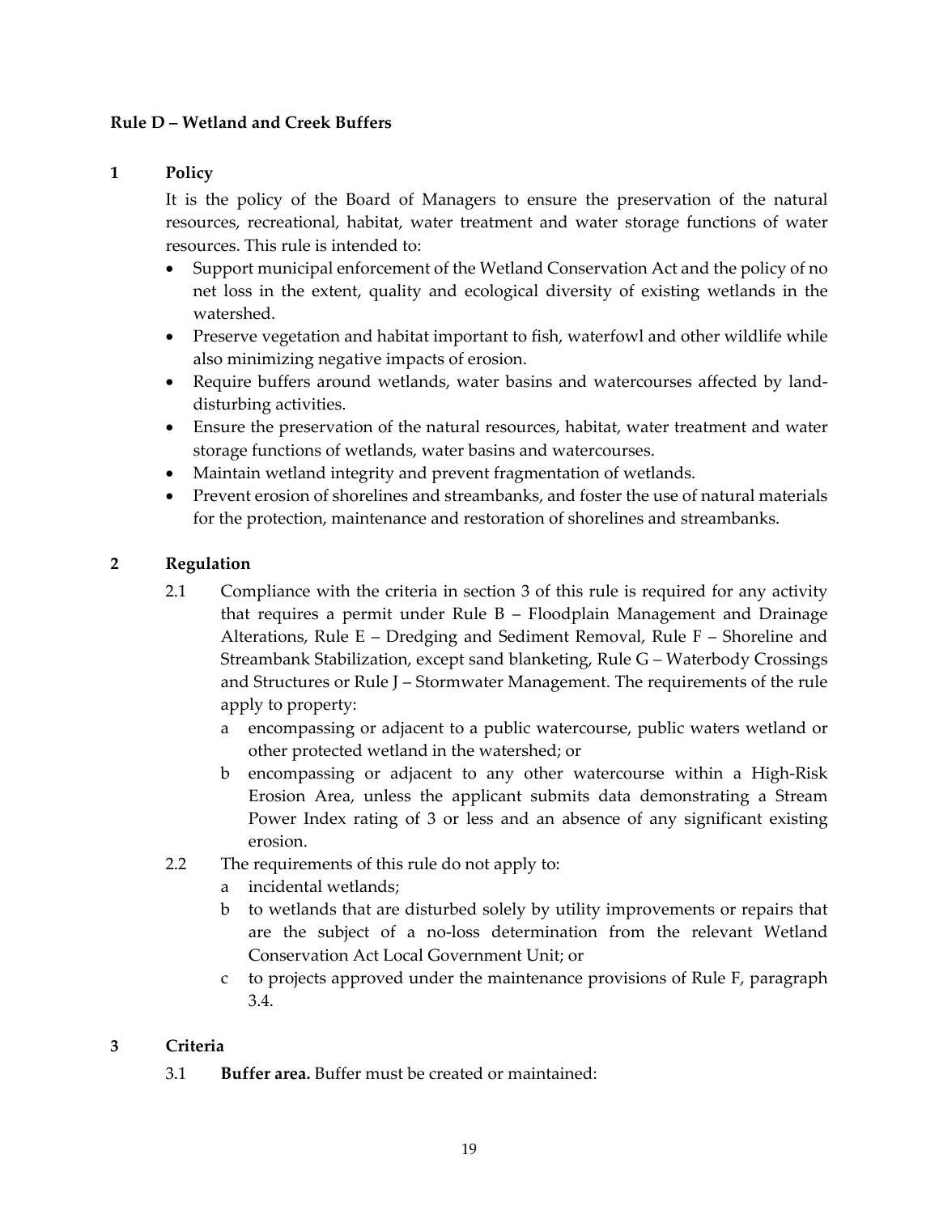**Rule D – Wetland and Creek Buffers**

**1 Policy**

It is the policy of the Board of Managers to ensure the preservation of the natural resources, recreational, habitat, water treatment and water storage functions of water resources. This rule is intended to:

- Support municipal enforcement of the Wetland Conservation Act and the policy of no net loss in the extent, quality and ecological diversity of existing wetlands in the watershed.
- Preserve vegetation and habitat important to fish, waterfowl and other wildlife while also minimizing negative impacts of erosion.
- Require buffers around wetlands, water basins and watercourses affected by land-disturbing activities.
- Ensure the preservation of the natural resources, habitat, water treatment and water storage functions of wetlands, water basins and watercourses.
- Maintain wetland integrity and prevent fragmentation of wetlands.
- Prevent erosion of shorelines and streambanks, and foster the use of natural materials for the protection, maintenance and restoration of shorelines and streambanks.

**2 Regulation**

2.1 Compliance with the criteria in section 3 of this rule is required for any activity that requires a permit under Rule B – Floodplain Management and Drainage Alterations, Rule E – Dredging and Sediment Removal, Rule F – Shoreline and Streambank Stabilization, except sand blanketing, Rule G – Waterbody Crossings and Structures or Rule J – Stormwater Management. The requirements of the rule apply to property:

a encompassing or adjacent to a public watercourse, public waters wetland or other protected wetland in the watershed; or

b encompassing or adjacent to any other watercourse within a High-Risk Erosion Area, unless the applicant submits data demonstrating a Stream Power Index rating of 3 or less and an absence of any significant existing erosion.

2.2 The requirements of this rule do not apply to:

a incidental wetlands;

b to wetlands that are disturbed solely by utility improvements or repairs that are the subject of a no-loss determination from the relevant Wetland Conservation Act Local Government Unit; or

c to projects approved under the maintenance provisions of Rule F, paragraph 3.4.

**3 Criteria**

3.1 **Buffer area.** Buffer must be created or maintained: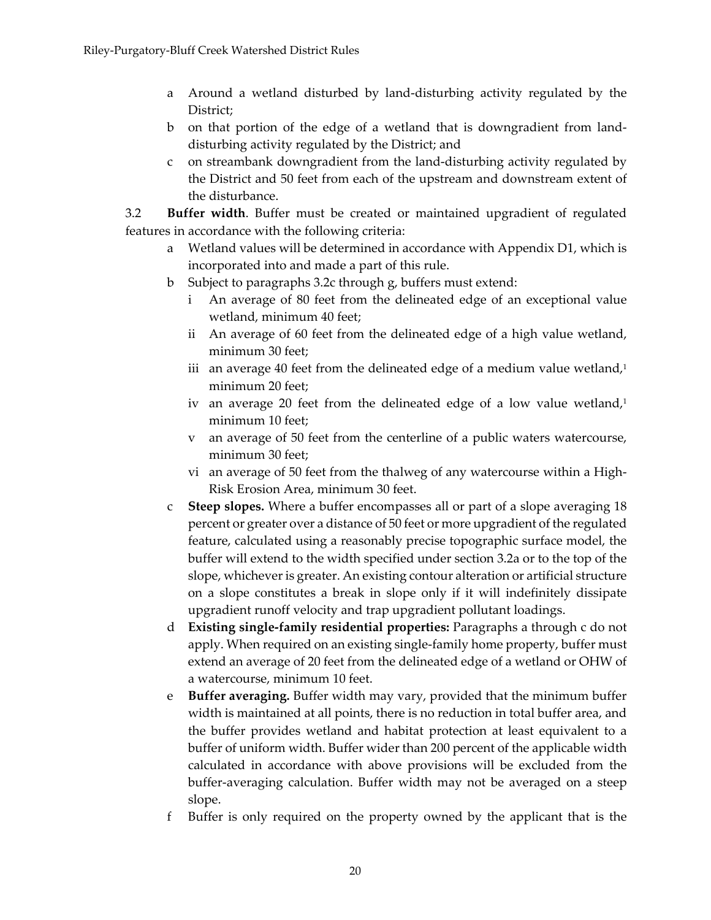a Around a wetland disturbed by land-disturbing activity regulated by the District;

b on that portion of the edge of a wetland that is downgradient from land-disturbing activity regulated by the District; and

c on streambank downgradient from the land-disturbing activity regulated by the District and 50 feet from each of the upstream and downstream extent of the disturbance.

3.2 **Buffer width**. Buffer must be created or maintained upgradient of regulated features in accordance with the following criteria:

a Wetland values will be determined in accordance with Appendix D1, which is incorporated into and made a part of this rule.

b Subject to paragraphs 3.2c through g, buffers must extend:

i An average of 80 feet from the delineated edge of an exceptional value wetland, minimum 40 feet;

ii An average of 60 feet from the delineated edge of a high value wetland, minimum 30 feet;

iii an average 40 feet from the delineated edge of a medium value wetland,[1] minimum 20 feet;

iv an average 20 feet from the delineated edge of a low value wetland,[1] minimum 10 feet;

v an average of 50 feet from the centerline of a public waters watercourse, minimum 30 feet;

vi an average of 50 feet from the thalweg of any watercourse within a High-Risk Erosion Area, minimum 30 feet.

c **Steep slopes.** Where a buffer encompasses all or part of a slope averaging 18 percent or greater over a distance of 50 feet or more upgradient of the regulated feature, calculated using a reasonably precise topographic surface model, the buffer will extend to the width specified under section 3.2a or to the top of the slope, whichever is greater. An existing contour alteration or artificial structure on a slope constitutes a break in slope only if it will indefinitely dissipate upgradient runoff velocity and trap upgradient pollutant loadings.

d **Existing single-family residential properties:** Paragraphs a through c do not apply. When required on an existing single-family home property, buffer must extend an average of 20 feet from the delineated edge of a wetland or OHW of a watercourse, minimum 10 feet.

e **Buffer averaging.** Buffer width may vary, provided that the minimum buffer width is maintained at all points, there is no reduction in total buffer area, and the buffer provides wetland and habitat protection at least equivalent to a buffer of uniform width. Buffer wider than 200 percent of the applicable width calculated in accordance with above provisions will be excluded from the buffer-averaging calculation. Buffer width may not be averaged on a steep slope.

f Buffer is only required on the property owned by the applicant that is the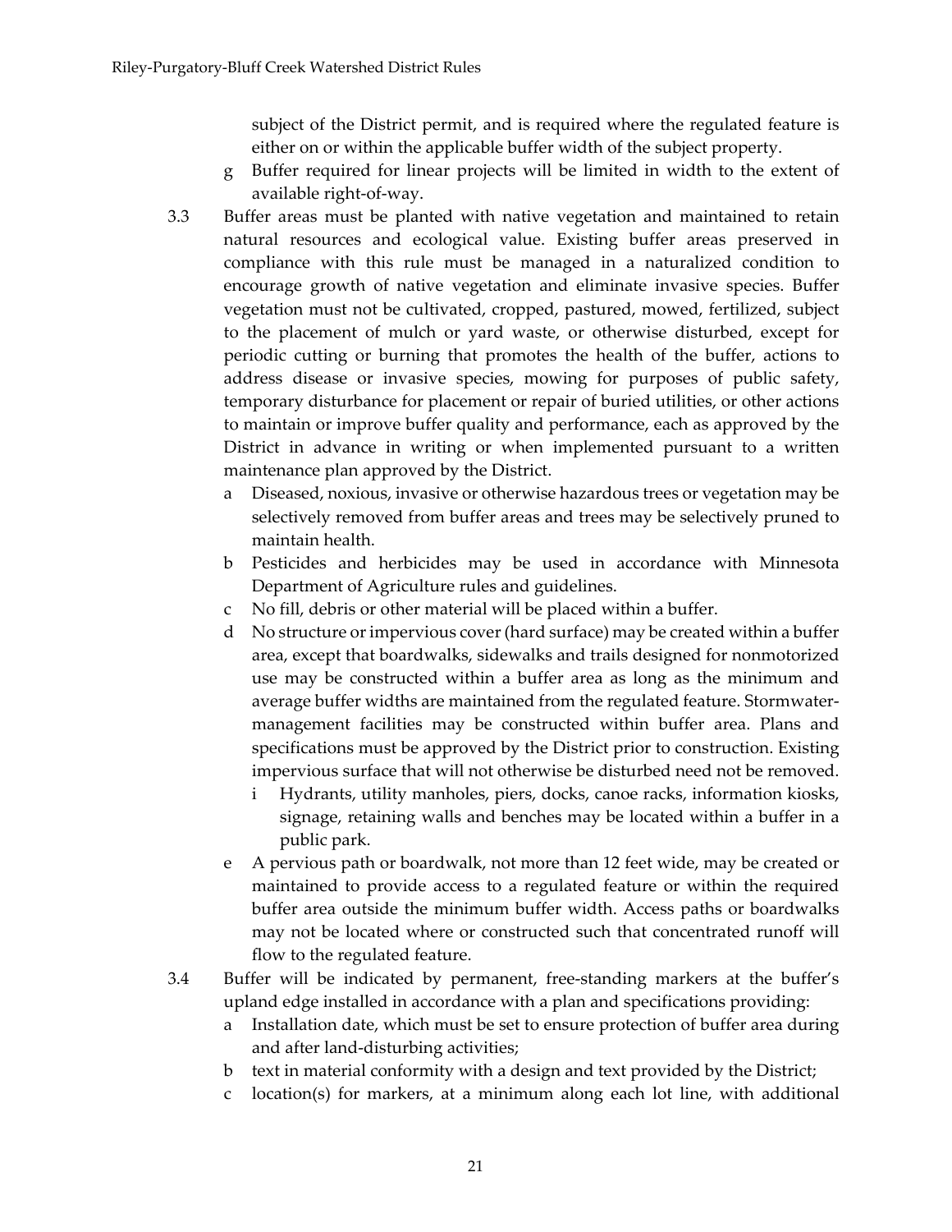subject of the District permit, and is required where the regulated feature is either on or within the applicable buffer width of the subject property.

g Buffer required for linear projects will be limited in width to the extent of available right-of-way.

3.3 Buffer areas must be planted with native vegetation and maintained to retain natural resources and ecological value. Existing buffer areas preserved in compliance with this rule must be managed in a naturalized condition to encourage growth of native vegetation and eliminate invasive species. Buffer vegetation must not be cultivated, cropped, pastured, mowed, fertilized, subject to the placement of mulch or yard waste, or otherwise disturbed, except for periodic cutting or burning that promotes the health of the buffer, actions to address disease or invasive species, mowing for purposes of public safety, temporary disturbance for placement or repair of buried utilities, or other actions to maintain or improve buffer quality and performance, each as approved by the District in advance in writing or when implemented pursuant to a written maintenance plan approved by the District.

a Diseased, noxious, invasive or otherwise hazardous trees or vegetation may be selectively removed from buffer areas and trees may be selectively pruned to maintain health.

b Pesticides and herbicides may be used in accordance with Minnesota Department of Agriculture rules and guidelines.

c No fill, debris or other material will be placed within a buffer.

d No structure or impervious cover (hard surface) may be created within a buffer area, except that boardwalks, sidewalks and trails designed for nonmotorized use may be constructed within a buffer area as long as the minimum and average buffer widths are maintained from the regulated feature. Stormwater-management facilities may be constructed within buffer area. Plans and specifications must be approved by the District prior to construction. Existing impervious surface that will not otherwise be disturbed need not be removed.

i Hydrants, utility manholes, piers, docks, canoe racks, information kiosks, signage, retaining walls and benches may be located within a buffer in a public park.

e A pervious path or boardwalk, not more than 12 feet wide, may be created or maintained to provide access to a regulated feature or within the required buffer area outside the minimum buffer width. Access paths or boardwalks may not be located where or constructed such that concentrated runoff will flow to the regulated feature.

3.4 Buffer will be indicated by permanent, free-standing markers at the buffer's upland edge installed in accordance with a plan and specifications providing:

a Installation date, which must be set to ensure protection of buffer area during and after land-disturbing activities;

b text in material conformity with a design and text provided by the District;

c location(s) for markers, at a minimum along each lot line, with additional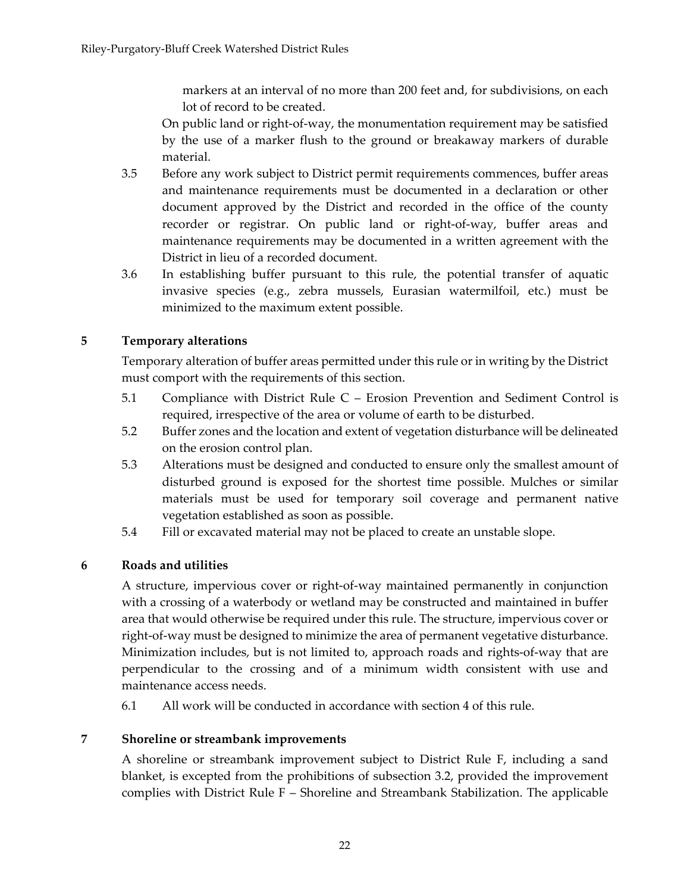markers at an interval of no more than 200 feet and, for subdivisions, on each lot of record to be created.

On public land or right-of-way, the monumentation requirement may be satisfied by the use of a marker flush to the ground or breakaway markers of durable material.

3.5 Before any work subject to District permit requirements commences, buffer areas and maintenance requirements must be documented in a declaration or other document approved by the District and recorded in the office of the county recorder or registrar. On public land or right-of-way, buffer areas and maintenance requirements may be documented in a written agreement with the District in lieu of a recorded document.

3.6 In establishing buffer pursuant to this rule, the potential transfer of aquatic invasive species (e.g., zebra mussels, Eurasian watermilfoil, etc.) must be minimized to the maximum extent possible.

## 5 Temporary alterations

Temporary alteration of buffer areas permitted under this rule or in writing by the District must comport with the requirements of this section.

5.1 Compliance with District Rule C – Erosion Prevention and Sediment Control is required, irrespective of the area or volume of earth to be disturbed.

5.2 Buffer zones and the location and extent of vegetation disturbance will be delineated on the erosion control plan.

5.3 Alterations must be designed and conducted to ensure only the smallest amount of disturbed ground is exposed for the shortest time possible. Mulches or similar materials must be used for temporary soil coverage and permanent native vegetation established as soon as possible.

5.4 Fill or excavated material may not be placed to create an unstable slope.

## 6 Roads and utilities

A structure, impervious cover or right-of-way maintained permanently in conjunction with a crossing of a waterbody or wetland may be constructed and maintained in buffer area that would otherwise be required under this rule. The structure, impervious cover or right-of-way must be designed to minimize the area of permanent vegetative disturbance. Minimization includes, but is not limited to, approach roads and rights-of-way that are perpendicular to the crossing and of a minimum width consistent with use and maintenance access needs.

6.1 All work will be conducted in accordance with section 4 of this rule.

## 7 Shoreline or streambank improvements

A shoreline or streambank improvement subject to District Rule F, including a sand blanket, is excepted from the prohibitions of subsection 3.2, provided the improvement complies with District Rule F – Shoreline and Streambank Stabilization. The applicable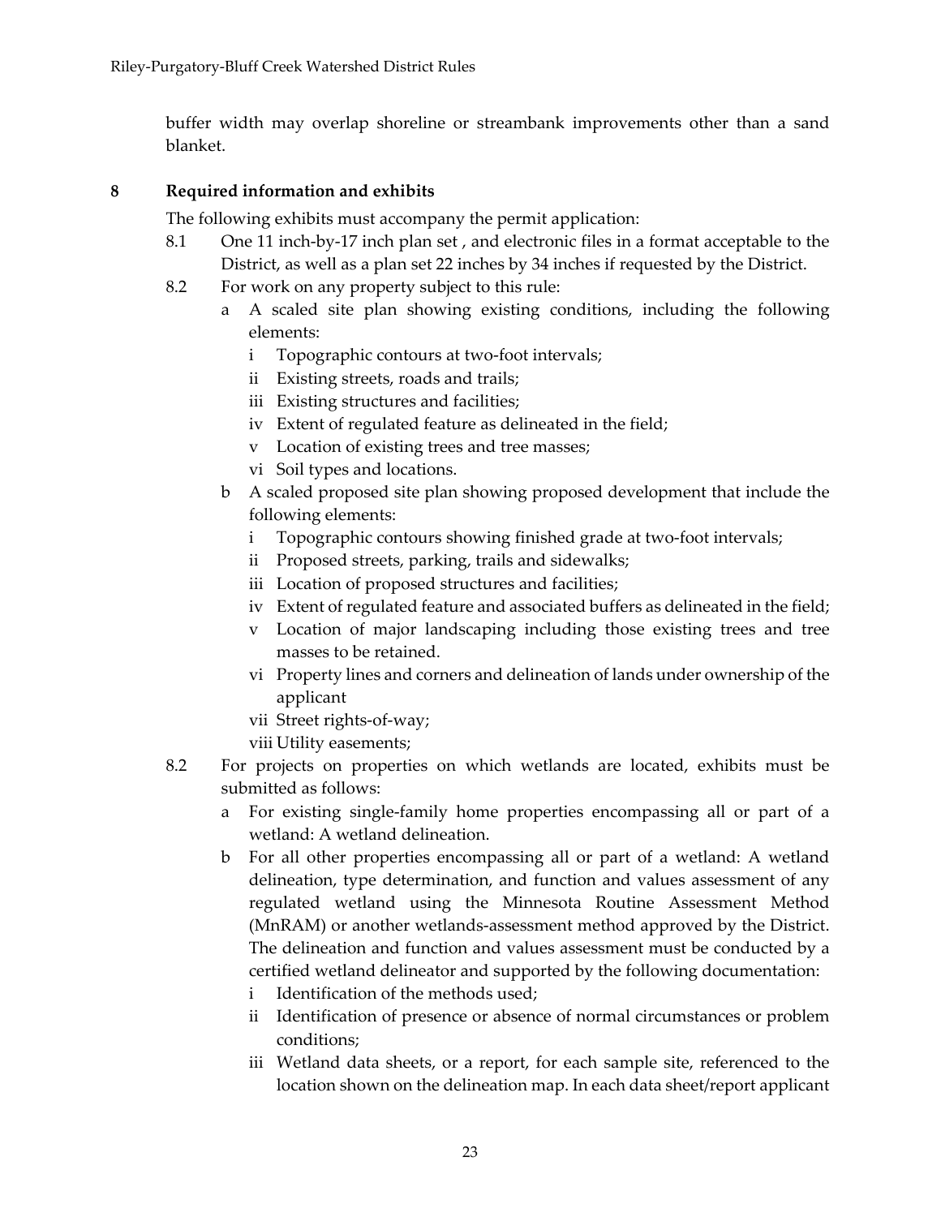buffer width may overlap shoreline or streambank improvements other than a sand blanket.

## 8 Required information and exhibits

The following exhibits must accompany the permit application:

8.1 One 11 inch-by-17 inch plan set , and electronic files in a format acceptable to the District, as well as a plan set 22 inches by 34 inches if requested by the District.

8.2 For work on any property subject to this rule:

- a A scaled site plan showing existing conditions, including the following elements:
  - i Topographic contours at two-foot intervals;
  - ii Existing streets, roads and trails;
  - iii Existing structures and facilities;
  - iv Extent of regulated feature as delineated in the field;
  - v Location of existing trees and tree masses;
  - vi Soil types and locations.
- b A scaled proposed site plan showing proposed development that include the following elements:
  - i Topographic contours showing finished grade at two-foot intervals;
  - ii Proposed streets, parking, trails and sidewalks;
  - iii Location of proposed structures and facilities;
  - iv Extent of regulated feature and associated buffers as delineated in the field;
  - v Location of major landscaping including those existing trees and tree masses to be retained.
  - vi Property lines and corners and delineation of lands under ownership of the applicant
  - vii Street rights-of-way;
  - viii Utility easements;

8.2 For projects on properties on which wetlands are located, exhibits must be submitted as follows:

- a For existing single-family home properties encompassing all or part of a wetland: A wetland delineation.
- b For all other properties encompassing all or part of a wetland: A wetland delineation, type determination, and function and values assessment of any regulated wetland using the Minnesota Routine Assessment Method (MnRAM) or another wetlands-assessment method approved by the District. The delineation and function and values assessment must be conducted by a certified wetland delineator and supported by the following documentation:
  - i Identification of the methods used;
  - ii Identification of presence or absence of normal circumstances or problem conditions;
  - iii Wetland data sheets, or a report, for each sample site, referenced to the location shown on the delineation map. In each data sheet/report applicant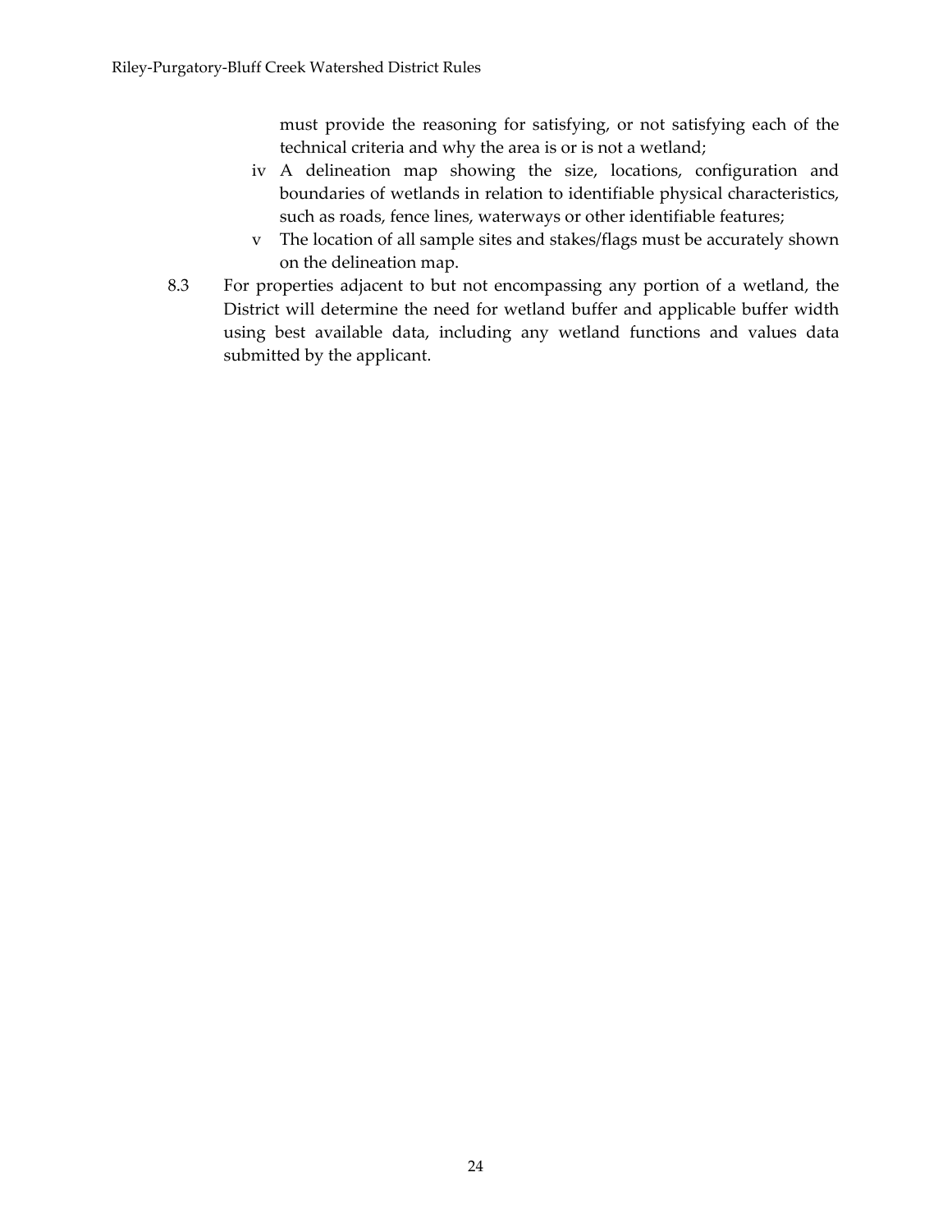must provide the reasoning for satisfying, or not satisfying each of the technical criteria and why the area is or is not a wetland;

iv A delineation map showing the size, locations, configuration and boundaries of wetlands in relation to identifiable physical characteristics, such as roads, fence lines, waterways or other identifiable features;

v The location of all sample sites and stakes/flags must be accurately shown on the delineation map.

8.3 For properties adjacent to but not encompassing any portion of a wetland, the District will determine the need for wetland buffer and applicable buffer width using best available data, including any wetland functions and values data submitted by the applicant.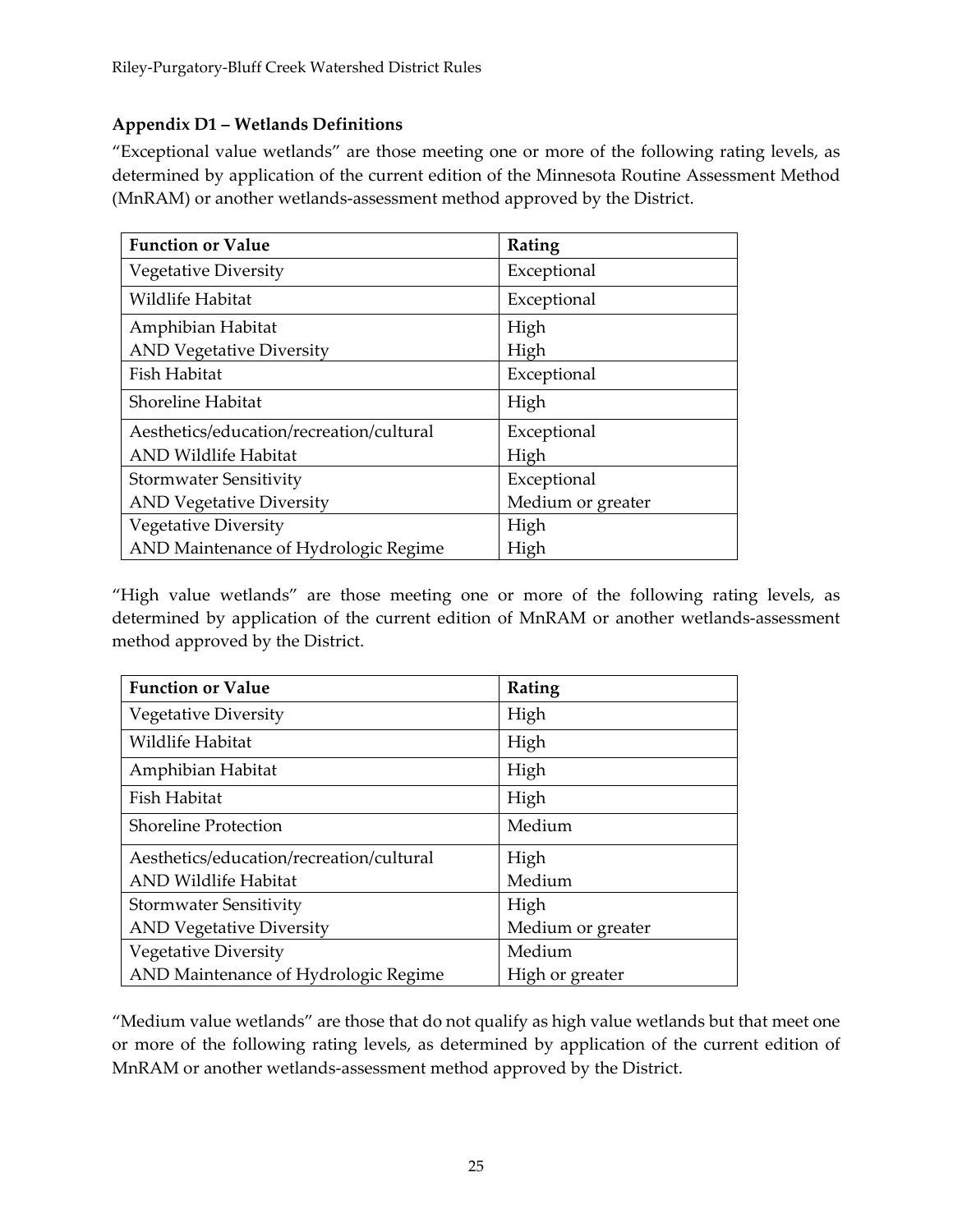### Appendix D1 – Wetlands Definitions

"Exceptional value wetlands" are those meeting one or more of the following rating levels, as determined by application of the current edition of the Minnesota Routine Assessment Method (MnRAM) or another wetlands-assessment method approved by the District.

| Function or Value | Rating |
|---|---|
| Vegetative Diversity | Exceptional |
| Wildlife Habitat | Exceptional |
| Amphibian Habitat<br>AND Vegetative Diversity | High<br>High |
| Fish Habitat | Exceptional |
| Shoreline Habitat | High |
| Aesthetics/education/recreation/cultural<br>AND Wildlife Habitat | Exceptional<br>High |
| Stormwater Sensitivity<br>AND Vegetative Diversity | Exceptional<br>Medium or greater |
| Vegetative Diversity<br>AND Maintenance of Hydrologic Regime | High<br>High |

"High value wetlands" are those meeting one or more of the following rating levels, as determined by application of the current edition of MnRAM or another wetlands-assessment method approved by the District.

| Function or Value | Rating |
|---|---|
| Vegetative Diversity | High |
| Wildlife Habitat | High |
| Amphibian Habitat | High |
| Fish Habitat | High |
| Shoreline Protection | Medium |
| Aesthetics/education/recreation/cultural<br>AND Wildlife Habitat | High<br>Medium |
| Stormwater Sensitivity<br>AND Vegetative Diversity | High<br>Medium or greater |
| Vegetative Diversity<br>AND Maintenance of Hydrologic Regime | Medium<br>High or greater |

"Medium value wetlands" are those that do not qualify as high value wetlands but that meet one or more of the following rating levels, as determined by application of the current edition of MnRAM or another wetlands-assessment method approved by the District.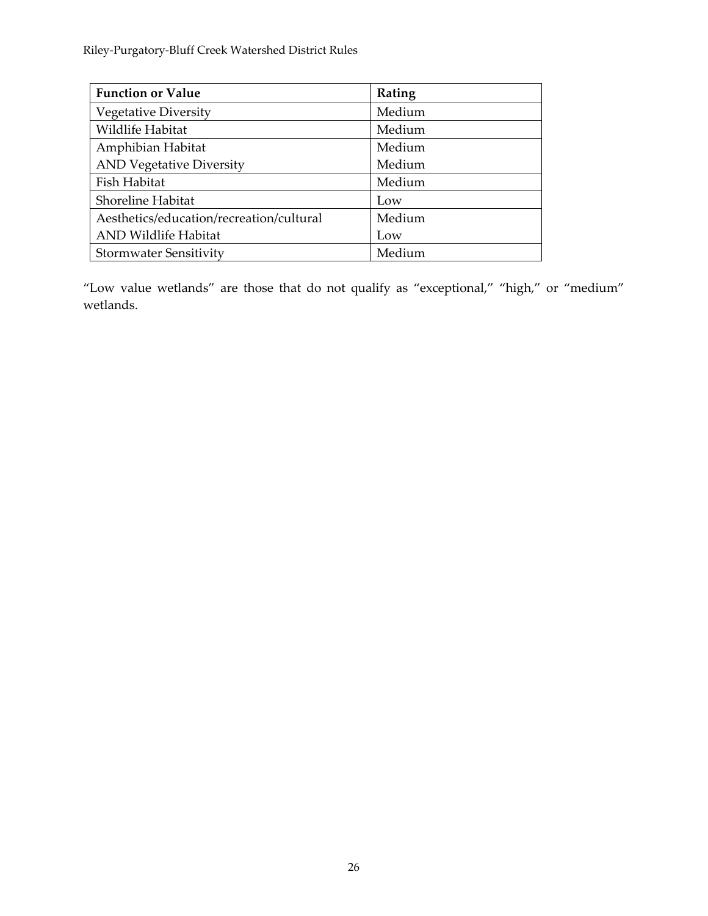| Function or Value | Rating |
| --- | --- |
| Vegetative Diversity | Medium |
| Wildlife Habitat | Medium |
| Amphibian Habitat<br>AND Vegetative Diversity | Medium<br>Medium |
| Fish Habitat | Medium |
| Shoreline Habitat | Low |
| Aesthetics/education/recreation/cultural<br>AND Wildlife Habitat | Medium<br>Low |
| Stormwater Sensitivity | Medium |

"Low value wetlands" are those that do not qualify as "exceptional," "high," or "medium" wetlands.